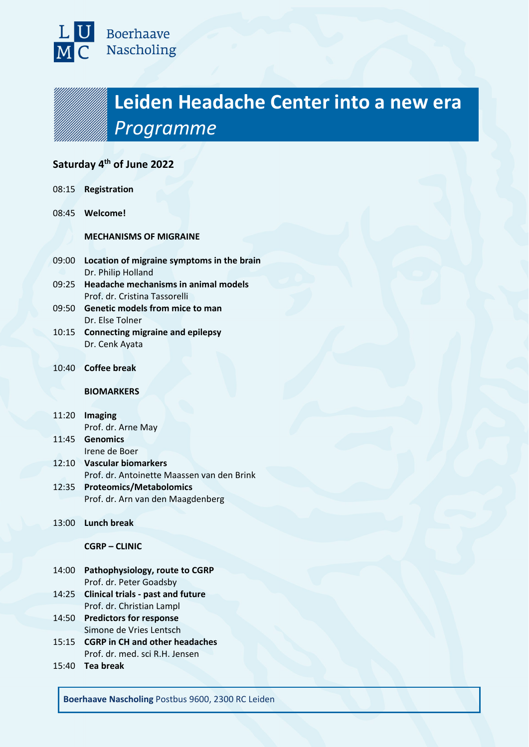Boerhaave Nascholing

# Leiden Headache Center into a new era
## *Programme*

**Saturday 4th of June 2022**

08:15 **Registration**

08:45 **Welcome!**

**MECHANISMS OF MIGRAINE**

09:00 **Location of migraine symptoms in the brain**
Dr. Philip Holland

09:25 **Headache mechanisms in animal models**
Prof. dr. Cristina Tassorelli

09:50 **Genetic models from mice to man**
Dr. Else Tolner

10:15 **Connecting migraine and epilepsy**
Dr. Cenk Ayata

10:40 **Coffee break**

**BIOMARKERS**

11:20 **Imaging**
Prof. dr. Arne May

11:45 **Genomics**
Irene de Boer

12:10 **Vascular biomarkers**
Prof. dr. Antoinette Maassen van den Brink

12:35 **Proteomics/Metabolomics**
Prof. dr. Arn van den Maagdenberg

13:00 **Lunch break**

**CGRP – CLINIC**

14:00 **Pathophysiology, route to CGRP**
Prof. dr. Peter Goadsby

14:25 **Clinical trials - past and future**
Prof. dr. Christian Lampl

14:50 **Predictors for response**
Simone de Vries Lentsch

15:15 **CGRP in CH and other headaches**
Prof. dr. med. sci R.H. Jensen

15:40 **Tea break**

**Boerhaave Nascholing** Postbus 9600, 2300 RC Leiden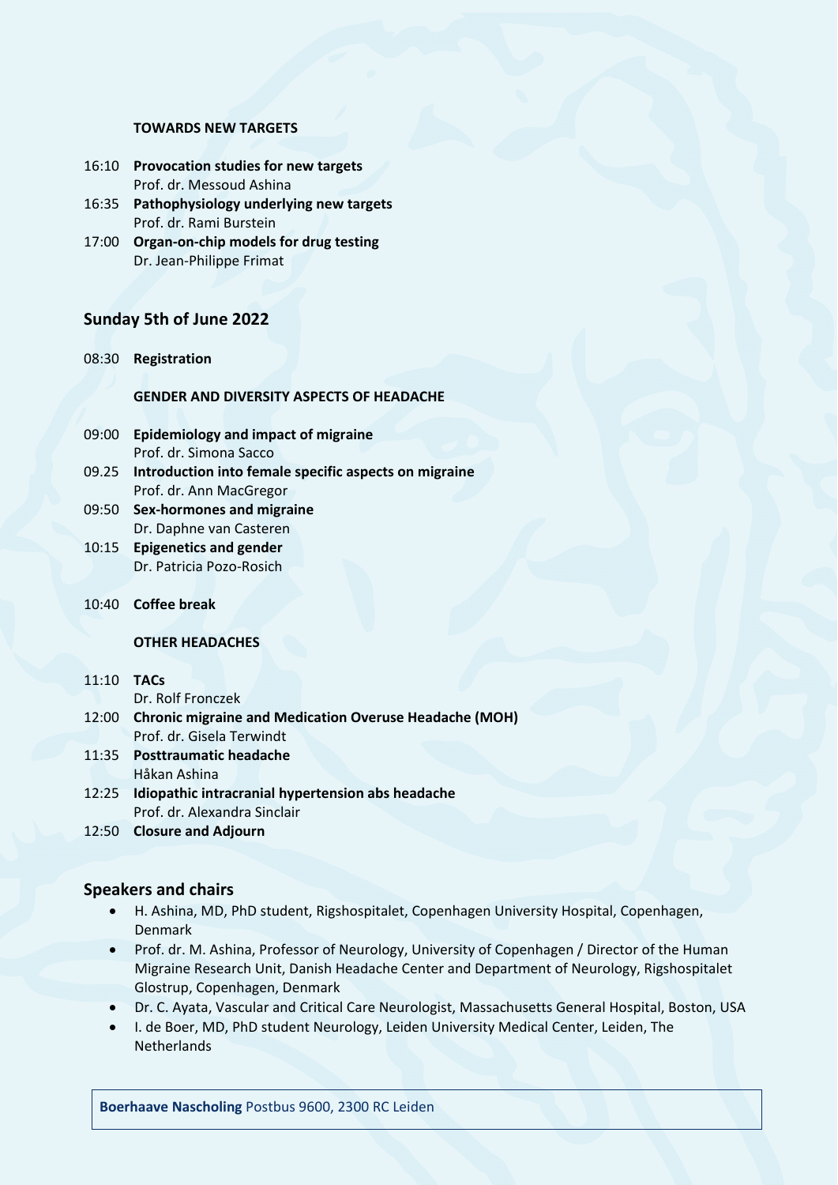**TOWARDS NEW TARGETS**

16:10 **Provocation studies for new targets**
Prof. dr. Messoud Ashina

16:35 **Pathophysiology underlying new targets**
Prof. dr. Rami Burstein

17:00 **Organ-on-chip models for drug testing**
Dr. Jean-Philippe Frimat

## Sunday 5th of June 2022

08:30 **Registration**

**GENDER AND DIVERSITY ASPECTS OF HEADACHE**

09:00 **Epidemiology and impact of migraine**
Prof. dr. Simona Sacco

09.25 **Introduction into female specific aspects on migraine**
Prof. dr. Ann MacGregor

09:50 **Sex-hormones and migraine**
Dr. Daphne van Casteren

10:15 **Epigenetics and gender**
Dr. Patricia Pozo-Rosich

10:40 **Coffee break**

**OTHER HEADACHES**

11:10 **TACs**
Dr. Rolf Fronczek

12:00 **Chronic migraine and Medication Overuse Headache (MOH)**
Prof. dr. Gisela Terwindt

11:35 **Posttraumatic headache**
Håkan Ashina

12:25 **Idiopathic intracranial hypertension abs headache**
Prof. dr. Alexandra Sinclair

12:50 **Closure and Adjourn**

## Speakers and chairs

- H. Ashina, MD, PhD student, Rigshospitalet, Copenhagen University Hospital, Copenhagen, Denmark
- Prof. dr. M. Ashina, Professor of Neurology, University of Copenhagen / Director of the Human Migraine Research Unit, Danish Headache Center and Department of Neurology, Rigshospitalet Glostrup, Copenhagen, Denmark
- Dr. C. Ayata, Vascular and Critical Care Neurologist, Massachusetts General Hospital, Boston, USA
- I. de Boer, MD, PhD student Neurology, Leiden University Medical Center, Leiden, The Netherlands

**Boerhaave Nascholing** Postbus 9600, 2300 RC Leiden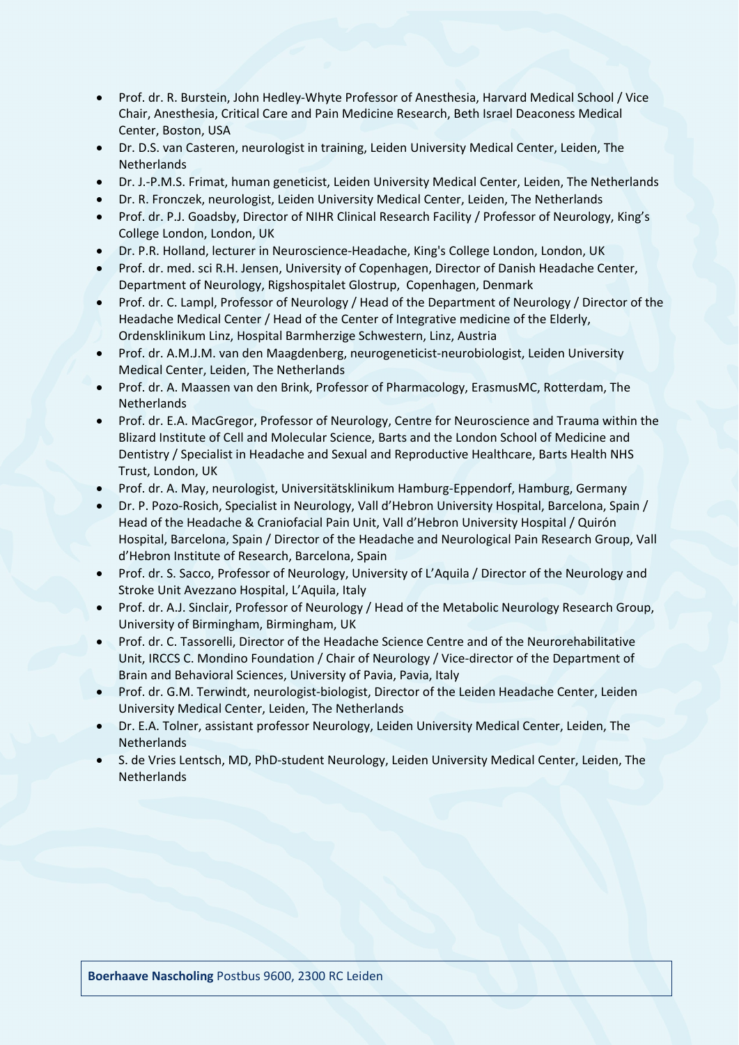- Prof. dr. R. Burstein, John Hedley-Whyte Professor of Anesthesia, Harvard Medical School / Vice Chair, Anesthesia, Critical Care and Pain Medicine Research, Beth Israel Deaconess Medical Center, Boston, USA
- Dr. D.S. van Casteren, neurologist in training, Leiden University Medical Center, Leiden, The Netherlands
- Dr. J.-P.M.S. Frimat, human geneticist, Leiden University Medical Center, Leiden, The Netherlands
- Dr. R. Fronczek, neurologist, Leiden University Medical Center, Leiden, The Netherlands
- Prof. dr. P.J. Goadsby, Director of NIHR Clinical Research Facility / Professor of Neurology, King's College London, London, UK
- Dr. P.R. Holland, lecturer in Neuroscience-Headache, King's College London, London, UK
- Prof. dr. med. sci R.H. Jensen, University of Copenhagen, Director of Danish Headache Center, Department of Neurology, Rigshospitalet Glostrup, Copenhagen, Denmark
- Prof. dr. C. Lampl, Professor of Neurology / Head of the Department of Neurology / Director of the Headache Medical Center / Head of the Center of Integrative medicine of the Elderly, Ordensklinikum Linz, Hospital Barmherzige Schwestern, Linz, Austria
- Prof. dr. A.M.J.M. van den Maagdenberg, neurogeneticist-neurobiologist, Leiden University Medical Center, Leiden, The Netherlands
- Prof. dr. A. Maassen van den Brink, Professor of Pharmacology, ErasmusMC, Rotterdam, The Netherlands
- Prof. dr. E.A. MacGregor, Professor of Neurology, Centre for Neuroscience and Trauma within the Blizard Institute of Cell and Molecular Science, Barts and the London School of Medicine and Dentistry / Specialist in Headache and Sexual and Reproductive Healthcare, Barts Health NHS Trust, London, UK
- Prof. dr. A. May, neurologist, Universitätsklinikum Hamburg-Eppendorf, Hamburg, Germany
- Dr. P. Pozo-Rosich, Specialist in Neurology, Vall d'Hebron University Hospital, Barcelona, Spain / Head of the Headache & Craniofacial Pain Unit, Vall d'Hebron University Hospital / Quirón Hospital, Barcelona, Spain / Director of the Headache and Neurological Pain Research Group, Vall d'Hebron Institute of Research, Barcelona, Spain
- Prof. dr. S. Sacco, Professor of Neurology, University of L'Aquila / Director of the Neurology and Stroke Unit Avezzano Hospital, L'Aquila, Italy
- Prof. dr. A.J. Sinclair, Professor of Neurology / Head of the Metabolic Neurology Research Group, University of Birmingham, Birmingham, UK
- Prof. dr. C. Tassorelli, Director of the Headache Science Centre and of the Neurorehabilitative Unit, IRCCS C. Mondino Foundation / Chair of Neurology / Vice-director of the Department of Brain and Behavioral Sciences, University of Pavia, Pavia, Italy
- Prof. dr. G.M. Terwindt, neurologist-biologist, Director of the Leiden Headache Center, Leiden University Medical Center, Leiden, The Netherlands
- Dr. E.A. Tolner, assistant professor Neurology, Leiden University Medical Center, Leiden, The Netherlands
- S. de Vries Lentsch, MD, PhD-student Neurology, Leiden University Medical Center, Leiden, The Netherlands

**Boerhaave Nascholing** Postbus 9600, 2300 RC Leiden